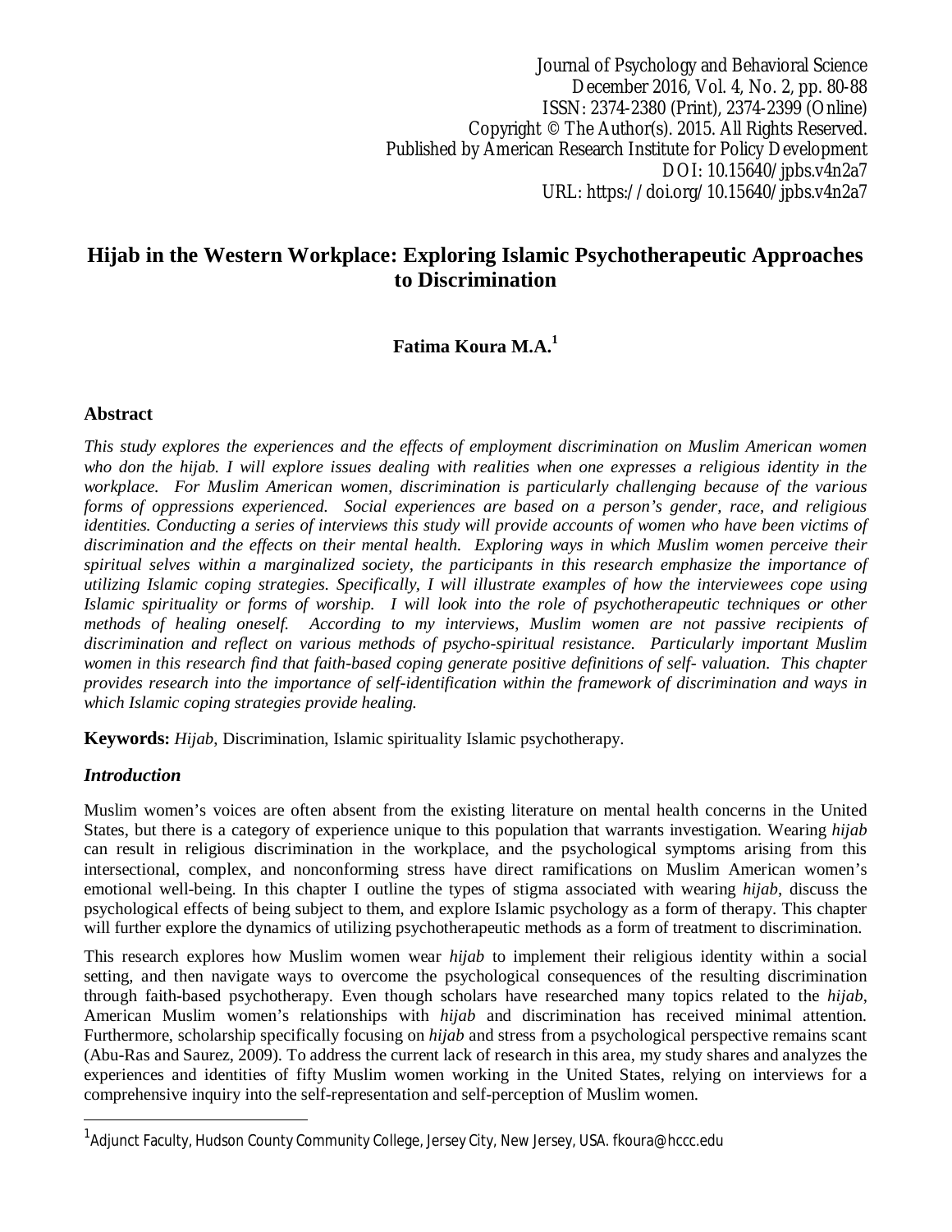# Hijab in the Western Workplace: Exploring Islamic Psychotherapeutic Approaches to Discrimination

**Fatima Koura M.A.[1]**

## Abstract

*This study explores the experiences and the effects of employment discrimination on Muslim American women who don the hijab. I will explore issues dealing with realities when one expresses a religious identity in the workplace. For Muslim American women, discrimination is particularly challenging because of the various forms of oppressions experienced. Social experiences are based on a person's gender, race, and religious identities. Conducting a series of interviews this study will provide accounts of women who have been victims of discrimination and the effects on their mental health. Exploring ways in which Muslim women perceive their spiritual selves within a marginalized society, the participants in this research emphasize the importance of utilizing Islamic coping strategies. Specifically, I will illustrate examples of how the interviewees cope using Islamic spirituality or forms of worship. I will look into the role of psychotherapeutic techniques or other methods of healing oneself. According to my interviews, Muslim women are not passive recipients of discrimination and reflect on various methods of psycho-spiritual resistance. Particularly important Muslim women in this research find that faith-based coping generate positive definitions of self- valuation. This chapter provides research into the importance of self-identification within the framework of discrimination and ways in which Islamic coping strategies provide healing.*

**Keywords:** *Hijab*, Discrimination, Islamic spirituality Islamic psychotherapy.

## *Introduction*

Muslim women's voices are often absent from the existing literature on mental health concerns in the United States, but there is a category of experience unique to this population that warrants investigation. Wearing *hijab* can result in religious discrimination in the workplace, and the psychological symptoms arising from this intersectional, complex, and nonconforming stress have direct ramifications on Muslim American women's emotional well-being. In this chapter I outline the types of stigma associated with wearing *hijab*, discuss the psychological effects of being subject to them, and explore Islamic psychology as a form of therapy. This chapter will further explore the dynamics of utilizing psychotherapeutic methods as a form of treatment to discrimination.

This research explores how Muslim women wear *hijab* to implement their religious identity within a social setting, and then navigate ways to overcome the psychological consequences of the resulting discrimination through faith-based psychotherapy. Even though scholars have researched many topics related to the *hijab*, American Muslim women's relationships with *hijab* and discrimination has received minimal attention. Furthermore, scholarship specifically focusing on *hijab* and stress from a psychological perspective remains scant (Abu-Ras and Saurez, 2009). To address the current lack of research in this area, my study shares and analyzes the experiences and identities of fifty Muslim women working in the United States, relying on interviews for a comprehensive inquiry into the self-representation and self-perception of Muslim women.

---

[1] Adjunct Faculty, Hudson County Community College, Jersey City, New Jersey, USA. fkoura@hccc.edu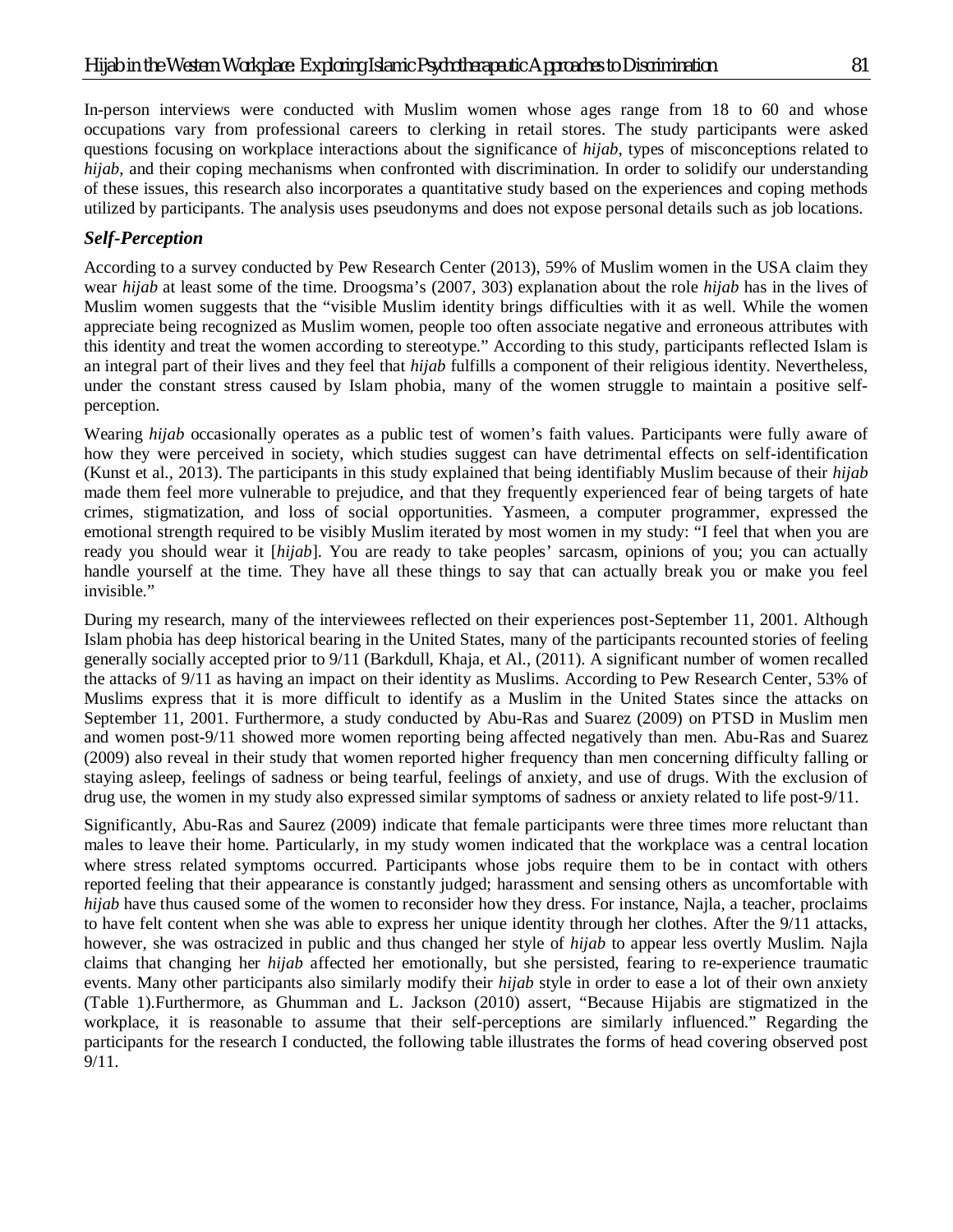In-person interviews were conducted with Muslim women whose ages range from 18 to 60 and whose occupations vary from professional careers to clerking in retail stores. The study participants were asked questions focusing on workplace interactions about the significance of *hijab*, types of misconceptions related to *hijab*, and their coping mechanisms when confronted with discrimination. In order to solidify our understanding of these issues, this research also incorporates a quantitative study based on the experiences and coping methods utilized by participants. The analysis uses pseudonyms and does not expose personal details such as job locations.

### *Self-Perception*

According to a survey conducted by Pew Research Center (2013), 59% of Muslim women in the USA claim they wear *hijab* at least some of the time. Droogsma's (2007, 303) explanation about the role *hijab* has in the lives of Muslim women suggests that the "visible Muslim identity brings difficulties with it as well. While the women appreciate being recognized as Muslim women, people too often associate negative and erroneous attributes with this identity and treat the women according to stereotype." According to this study, participants reflected Islam is an integral part of their lives and they feel that *hijab* fulfills a component of their religious identity. Nevertheless, under the constant stress caused by Islam phobia, many of the women struggle to maintain a positive self-perception.

Wearing *hijab* occasionally operates as a public test of women's faith values. Participants were fully aware of how they were perceived in society, which studies suggest can have detrimental effects on self-identification (Kunst et al., 2013). The participants in this study explained that being identifiably Muslim because of their *hijab* made them feel more vulnerable to prejudice, and that they frequently experienced fear of being targets of hate crimes, stigmatization, and loss of social opportunities. Yasmeen, a computer programmer, expressed the emotional strength required to be visibly Muslim iterated by most women in my study: "I feel that when you are ready you should wear it [*hijab*]. You are ready to take peoples' sarcasm, opinions of you; you can actually handle yourself at the time. They have all these things to say that can actually break you or make you feel invisible."

During my research, many of the interviewees reflected on their experiences post-September 11, 2001. Although Islam phobia has deep historical bearing in the United States, many of the participants recounted stories of feeling generally socially accepted prior to 9/11 (Barkdull, Khaja, et Al., (2011). A significant number of women recalled the attacks of 9/11 as having an impact on their identity as Muslims. According to Pew Research Center, 53% of Muslims express that it is more difficult to identify as a Muslim in the United States since the attacks on September 11, 2001. Furthermore, a study conducted by Abu-Ras and Suarez (2009) on PTSD in Muslim men and women post-9/11 showed more women reporting being affected negatively than men. Abu-Ras and Suarez (2009) also reveal in their study that women reported higher frequency than men concerning difficulty falling or staying asleep, feelings of sadness or being tearful, feelings of anxiety, and use of drugs. With the exclusion of drug use, the women in my study also expressed similar symptoms of sadness or anxiety related to life post-9/11.

Significantly, Abu-Ras and Saurez (2009) indicate that female participants were three times more reluctant than males to leave their home. Particularly, in my study women indicated that the workplace was a central location where stress related symptoms occurred. Participants whose jobs require them to be in contact with others reported feeling that their appearance is constantly judged; harassment and sensing others as uncomfortable with *hijab* have thus caused some of the women to reconsider how they dress. For instance, Najla, a teacher, proclaims to have felt content when she was able to express her unique identity through her clothes. After the 9/11 attacks, however, she was ostracized in public and thus changed her style of *hijab* to appear less overtly Muslim. Najla claims that changing her *hijab* affected her emotionally, but she persisted, fearing to re-experience traumatic events. Many other participants also similarly modify their *hijab* style in order to ease a lot of their own anxiety (Table 1).Furthermore, as Ghumman and L. Jackson (2010) assert, "Because Hijabis are stigmatized in the workplace, it is reasonable to assume that their self-perceptions are similarly influenced." Regarding the participants for the research I conducted, the following table illustrates the forms of head covering observed post 9/11.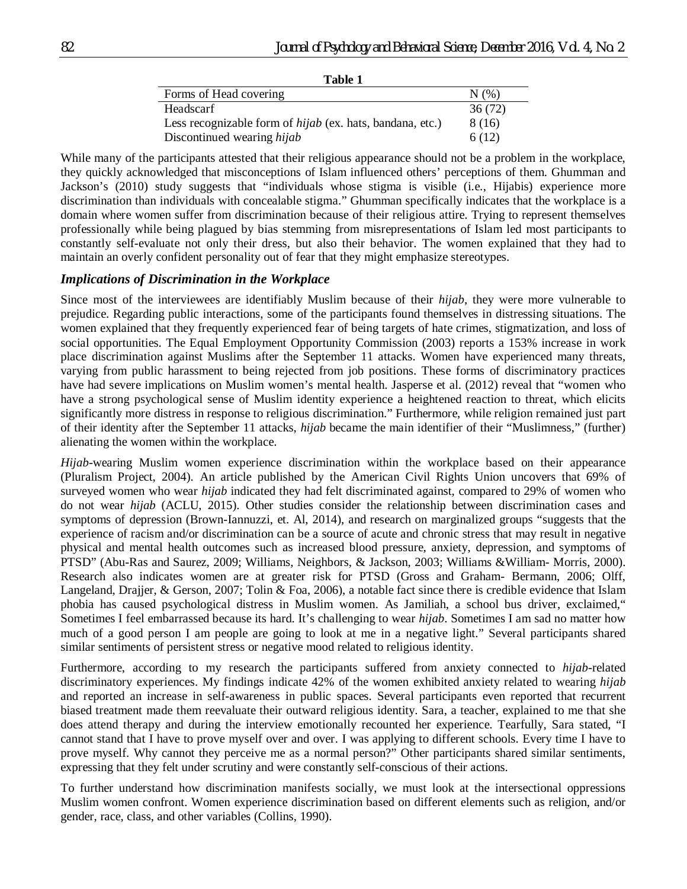**Table 1**

| Forms of Head covering | N (%) |
|---|---|
| Headscarf | 36 (72) |
| Less recognizable form of *hijab* (ex. hats, bandana, etc.) | 8 (16) |
| Discontinued wearing *hijab* | 6 (12) |

While many of the participants attested that their religious appearance should not be a problem in the workplace, they quickly acknowledged that misconceptions of Islam influenced others' perceptions of them. Ghumman and Jackson's (2010) study suggests that "individuals whose stigma is visible (i.e., Hijabis) experience more discrimination than individuals with concealable stigma." Ghumman specifically indicates that the workplace is a domain where women suffer from discrimination because of their religious attire. Trying to represent themselves professionally while being plagued by bias stemming from misrepresentations of Islam led most participants to constantly self-evaluate not only their dress, but also their behavior. The women explained that they had to maintain an overly confident personality out of fear that they might emphasize stereotypes.

### *Implications of Discrimination in the Workplace*

Since most of the interviewees are identifiably Muslim because of their *hijab*, they were more vulnerable to prejudice. Regarding public interactions, some of the participants found themselves in distressing situations. The women explained that they frequently experienced fear of being targets of hate crimes, stigmatization, and loss of social opportunities. The Equal Employment Opportunity Commission (2003) reports a 153% increase in work place discrimination against Muslims after the September 11 attacks. Women have experienced many threats, varying from public harassment to being rejected from job positions. These forms of discriminatory practices have had severe implications on Muslim women's mental health. Jasperse et al. (2012) reveal that "women who have a strong psychological sense of Muslim identity experience a heightened reaction to threat, which elicits significantly more distress in response to religious discrimination." Furthermore, while religion remained just part of their identity after the September 11 attacks, *hijab* became the main identifier of their "Muslimness," (further) alienating the women within the workplace.

*Hijab*-wearing Muslim women experience discrimination within the workplace based on their appearance (Pluralism Project, 2004). An article published by the American Civil Rights Union uncovers that 69% of surveyed women who wear *hijab* indicated they had felt discriminated against, compared to 29% of women who do not wear *hijab* (ACLU, 2015). Other studies consider the relationship between discrimination cases and symptoms of depression (Brown-Iannuzzi, et. Al, 2014), and research on marginalized groups "suggests that the experience of racism and/or discrimination can be a source of acute and chronic stress that may result in negative physical and mental health outcomes such as increased blood pressure, anxiety, depression, and symptoms of PTSD" (Abu-Ras and Saurez, 2009; Williams, Neighbors, & Jackson, 2003; Williams &William- Morris, 2000). Research also indicates women are at greater risk for PTSD (Gross and Graham- Bermann, 2006; Olff, Langeland, Drajjer, & Gerson, 2007; Tolin & Foa, 2006), a notable fact since there is credible evidence that Islam phobia has caused psychological distress in Muslim women. As Jamiliah, a school bus driver, exclaimed," Sometimes I feel embarrassed because its hard. It's challenging to wear *hijab*. Sometimes I am sad no matter how much of a good person I am people are going to look at me in a negative light." Several participants shared similar sentiments of persistent stress or negative mood related to religious identity.

Furthermore, according to my research the participants suffered from anxiety connected to *hijab*-related discriminatory experiences. My findings indicate 42% of the women exhibited anxiety related to wearing *hijab* and reported an increase in self-awareness in public spaces. Several participants even reported that recurrent biased treatment made them reevaluate their outward religious identity. Sara, a teacher, explained to me that she does attend therapy and during the interview emotionally recounted her experience. Tearfully, Sara stated, "I cannot stand that I have to prove myself over and over. I was applying to different schools. Every time I have to prove myself. Why cannot they perceive me as a normal person?" Other participants shared similar sentiments, expressing that they felt under scrutiny and were constantly self-conscious of their actions.

To further understand how discrimination manifests socially, we must look at the intersectional oppressions Muslim women confront. Women experience discrimination based on different elements such as religion, and/or gender, race, class, and other variables (Collins, 1990).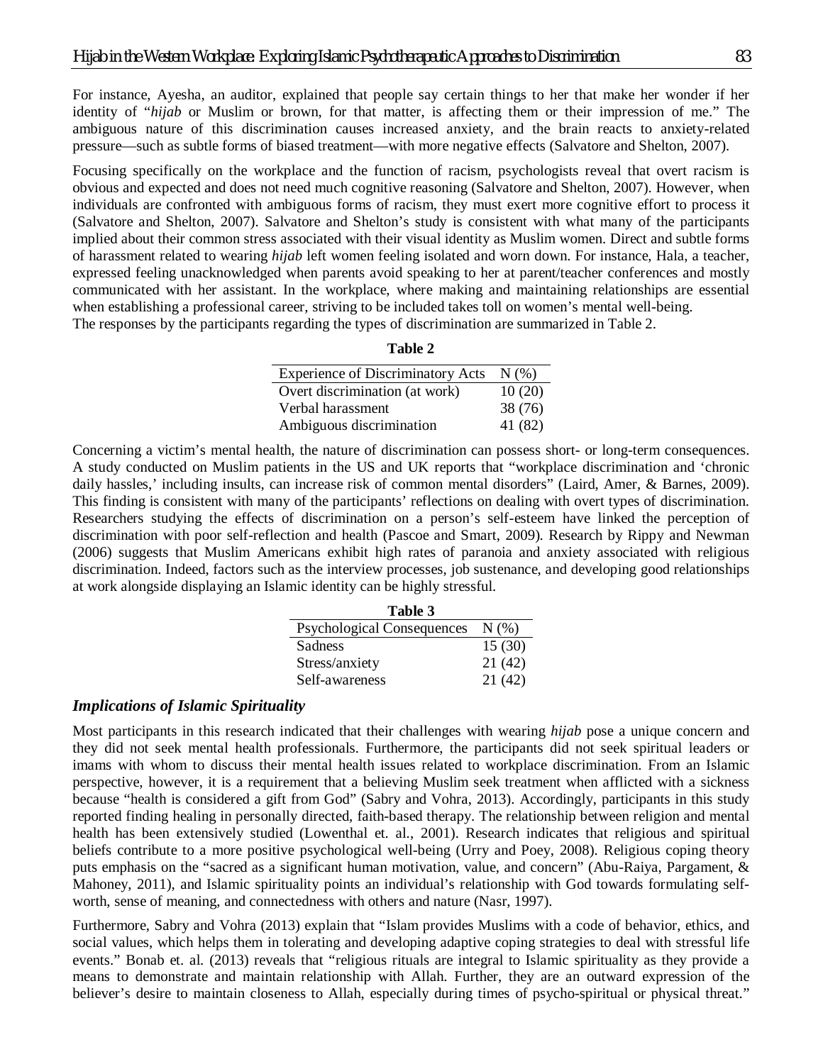For instance, Ayesha, an auditor, explained that people say certain things to her that make her wonder if her identity of "*hijab* or Muslim or brown, for that matter, is affecting them or their impression of me." The ambiguous nature of this discrimination causes increased anxiety, and the brain reacts to anxiety-related pressure—such as subtle forms of biased treatment—with more negative effects (Salvatore and Shelton, 2007).

Focusing specifically on the workplace and the function of racism, psychologists reveal that overt racism is obvious and expected and does not need much cognitive reasoning (Salvatore and Shelton, 2007). However, when individuals are confronted with ambiguous forms of racism, they must exert more cognitive effort to process it (Salvatore and Shelton, 2007). Salvatore and Shelton's study is consistent with what many of the participants implied about their common stress associated with their visual identity as Muslim women. Direct and subtle forms of harassment related to wearing *hijab* left women feeling isolated and worn down. For instance, Hala, a teacher, expressed feeling unacknowledged when parents avoid speaking to her at parent/teacher conferences and mostly communicated with her assistant. In the workplace, where making and maintaining relationships are essential when establishing a professional career, striving to be included takes toll on women's mental well-being.
The responses by the participants regarding the types of discrimination are summarized in Table 2.

**Table 2**

| Experience of Discriminatory Acts | N (%) |
|---|---|
| Overt discrimination (at work) | 10 (20) |
| Verbal harassment | 38 (76) |
| Ambiguous discrimination | 41 (82) |

Concerning a victim's mental health, the nature of discrimination can possess short- or long-term consequences. A study conducted on Muslim patients in the US and UK reports that "workplace discrimination and 'chronic daily hassles,' including insults, can increase risk of common mental disorders" (Laird, Amer, & Barnes, 2009). This finding is consistent with many of the participants' reflections on dealing with overt types of discrimination. Researchers studying the effects of discrimination on a person's self-esteem have linked the perception of discrimination with poor self-reflection and health (Pascoe and Smart, 2009). Research by Rippy and Newman (2006) suggests that Muslim Americans exhibit high rates of paranoia and anxiety associated with religious discrimination. Indeed, factors such as the interview processes, job sustenance, and developing good relationships at work alongside displaying an Islamic identity can be highly stressful.

**Table 3**

| Psychological Consequences | N (%) |
|---|---|
| Sadness | 15 (30) |
| Stress/anxiety | 21 (42) |
| Self-awareness | 21 (42) |

### *Implications of Islamic Spirituality*

Most participants in this research indicated that their challenges with wearing *hijab* pose a unique concern and they did not seek mental health professionals. Furthermore, the participants did not seek spiritual leaders or imams with whom to discuss their mental health issues related to workplace discrimination. From an Islamic perspective, however, it is a requirement that a believing Muslim seek treatment when afflicted with a sickness because "health is considered a gift from God" (Sabry and Vohra, 2013). Accordingly, participants in this study reported finding healing in personally directed, faith-based therapy. The relationship between religion and mental health has been extensively studied (Lowenthal et. al., 2001). Research indicates that religious and spiritual beliefs contribute to a more positive psychological well-being (Urry and Poey, 2008). Religious coping theory puts emphasis on the "sacred as a significant human motivation, value, and concern" (Abu-Raiya, Pargament, & Mahoney, 2011), and Islamic spirituality points an individual's relationship with God towards formulating self-worth, sense of meaning, and connectedness with others and nature (Nasr, 1997).

Furthermore, Sabry and Vohra (2013) explain that "Islam provides Muslims with a code of behavior, ethics, and social values, which helps them in tolerating and developing adaptive coping strategies to deal with stressful life events." Bonab et. al. (2013) reveals that "religious rituals are integral to Islamic spirituality as they provide a means to demonstrate and maintain relationship with Allah. Further, they are an outward expression of the believer's desire to maintain closeness to Allah, especially during times of psycho-spiritual or physical threat."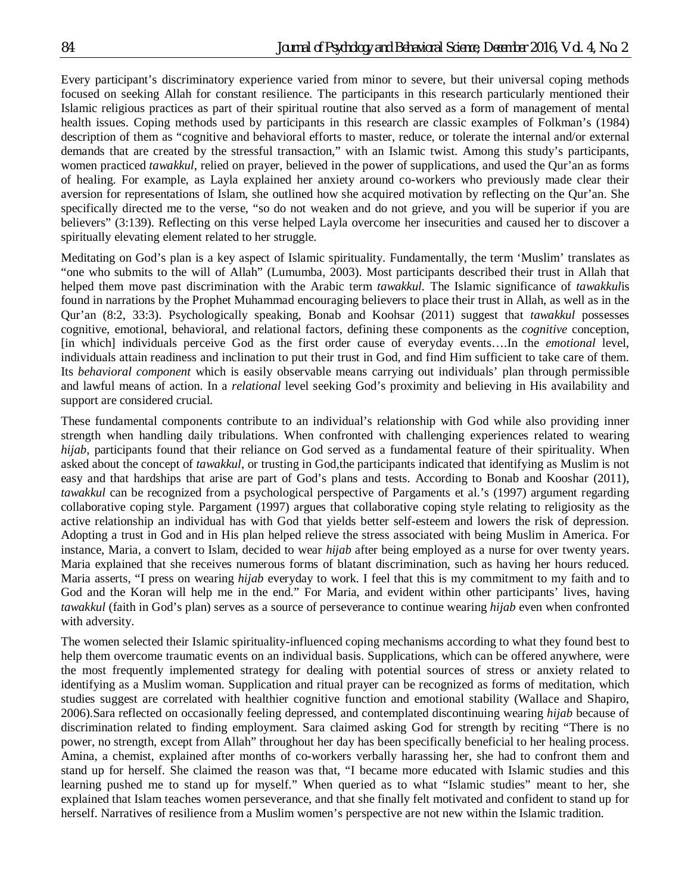Every participant's discriminatory experience varied from minor to severe, but their universal coping methods focused on seeking Allah for constant resilience. The participants in this research particularly mentioned their Islamic religious practices as part of their spiritual routine that also served as a form of management of mental health issues. Coping methods used by participants in this research are classic examples of Folkman's (1984) description of them as "cognitive and behavioral efforts to master, reduce, or tolerate the internal and/or external demands that are created by the stressful transaction," with an Islamic twist. Among this study's participants, women practiced *tawakkul*, relied on prayer, believed in the power of supplications, and used the Qur'an as forms of healing. For example, as Layla explained her anxiety around co-workers who previously made clear their aversion for representations of Islam, she outlined how she acquired motivation by reflecting on the Qur'an. She specifically directed me to the verse, "so do not weaken and do not grieve, and you will be superior if you are believers" (3:139). Reflecting on this verse helped Layla overcome her insecurities and caused her to discover a spiritually elevating element related to her struggle.

Meditating on God's plan is a key aspect of Islamic spirituality. Fundamentally, the term 'Muslim' translates as "one who submits to the will of Allah" (Lumumba, 2003). Most participants described their trust in Allah that helped them move past discrimination with the Arabic term *tawakkul.* The Islamic significance of *tawakkul*is found in narrations by the Prophet Muhammad encouraging believers to place their trust in Allah, as well as in the Qur'an (8:2, 33:3). Psychologically speaking, Bonab and Koohsar (2011) suggest that *tawakkul* possesses cognitive, emotional, behavioral, and relational factors, defining these components as the *cognitive* conception, [in which] individuals perceive God as the first order cause of everyday events….In the *emotional* level, individuals attain readiness and inclination to put their trust in God, and find Him sufficient to take care of them. Its *behavioral component* which is easily observable means carrying out individuals' plan through permissible and lawful means of action. In a *relational* level seeking God's proximity and believing in His availability and support are considered crucial.

These fundamental components contribute to an individual's relationship with God while also providing inner strength when handling daily tribulations. When confronted with challenging experiences related to wearing *hijab*, participants found that their reliance on God served as a fundamental feature of their spirituality. When asked about the concept of *tawakkul*, or trusting in God,the participants indicated that identifying as Muslim is not easy and that hardships that arise are part of God's plans and tests. According to Bonab and Kooshar (2011), *tawakkul* can be recognized from a psychological perspective of Pargaments et al.'s (1997) argument regarding collaborative coping style. Pargament (1997) argues that collaborative coping style relating to religiosity as the active relationship an individual has with God that yields better self-esteem and lowers the risk of depression. Adopting a trust in God and in His plan helped relieve the stress associated with being Muslim in America. For instance, Maria, a convert to Islam, decided to wear *hijab* after being employed as a nurse for over twenty years. Maria explained that she receives numerous forms of blatant discrimination, such as having her hours reduced. Maria asserts, "I press on wearing *hijab* everyday to work. I feel that this is my commitment to my faith and to God and the Koran will help me in the end." For Maria, and evident within other participants' lives, having *tawakkul* (faith in God's plan) serves as a source of perseverance to continue wearing *hijab* even when confronted with adversity.

The women selected their Islamic spirituality-influenced coping mechanisms according to what they found best to help them overcome traumatic events on an individual basis. Supplications, which can be offered anywhere, were the most frequently implemented strategy for dealing with potential sources of stress or anxiety related to identifying as a Muslim woman. Supplication and ritual prayer can be recognized as forms of meditation, which studies suggest are correlated with healthier cognitive function and emotional stability (Wallace and Shapiro, 2006).Sara reflected on occasionally feeling depressed, and contemplated discontinuing wearing *hijab* because of discrimination related to finding employment. Sara claimed asking God for strength by reciting "There is no power, no strength, except from Allah" throughout her day has been specifically beneficial to her healing process. Amina, a chemist, explained after months of co-workers verbally harassing her, she had to confront them and stand up for herself. She claimed the reason was that, "I became more educated with Islamic studies and this learning pushed me to stand up for myself." When queried as to what "Islamic studies" meant to her, she explained that Islam teaches women perseverance, and that she finally felt motivated and confident to stand up for herself. Narratives of resilience from a Muslim women's perspective are not new within the Islamic tradition.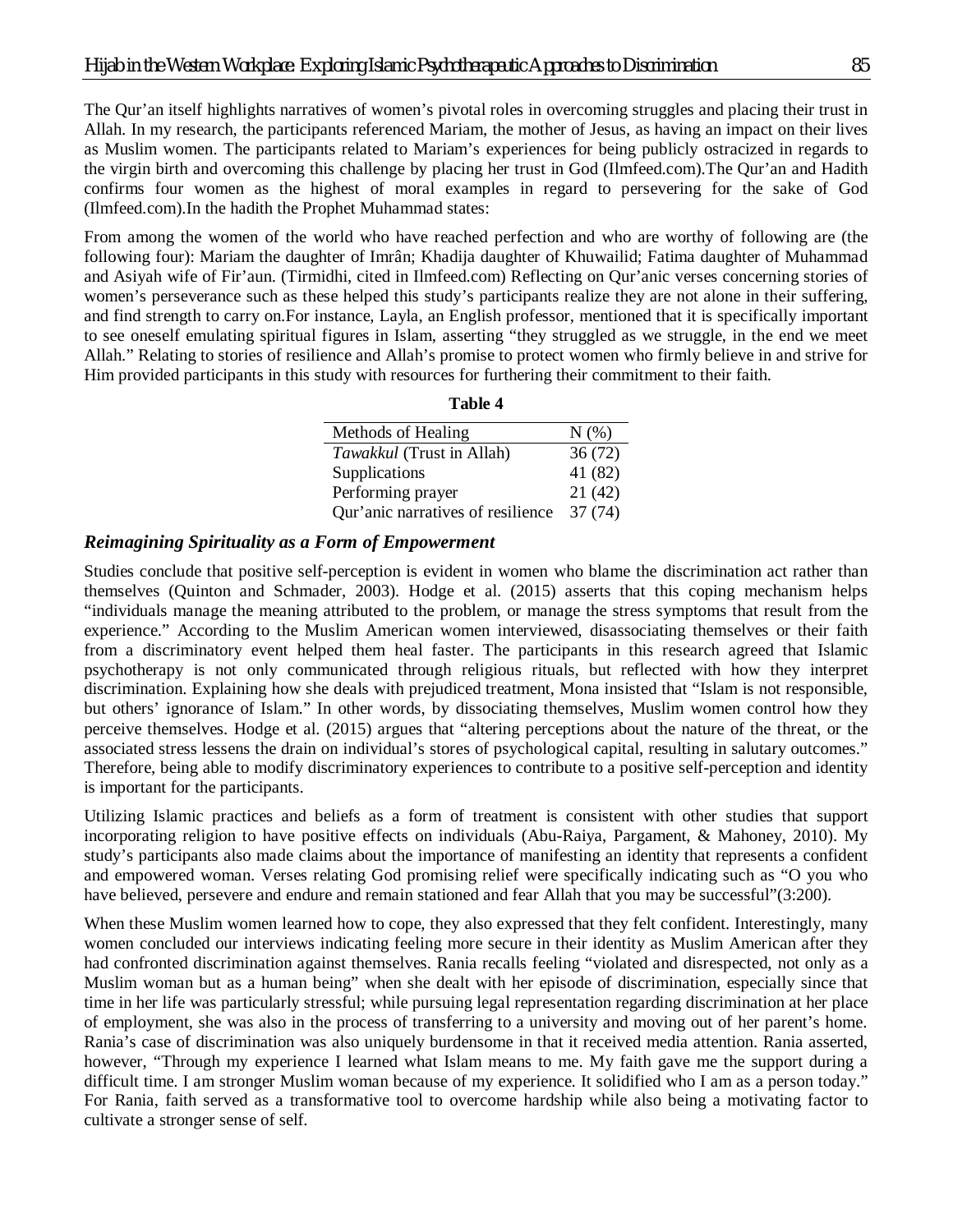The Qur'an itself highlights narratives of women's pivotal roles in overcoming struggles and placing their trust in Allah. In my research, the participants referenced Mariam, the mother of Jesus, as having an impact on their lives as Muslim women. The participants related to Mariam's experiences for being publicly ostracized in regards to the virgin birth and overcoming this challenge by placing her trust in God (Ilmfeed.com).The Qur'an and Hadith confirms four women as the highest of moral examples in regard to persevering for the sake of God (Ilmfeed.com).In the hadith the Prophet Muhammad states:

From among the women of the world who have reached perfection and who are worthy of following are (the following four): Mariam the daughter of Imrân; Khadija daughter of Khuwailid; Fatima daughter of Muhammad and Asiyah wife of Fir'aun. (Tirmidhi, cited in Ilmfeed.com) Reflecting on Qur'anic verses concerning stories of women's perseverance such as these helped this study's participants realize they are not alone in their suffering, and find strength to carry on.For instance, Layla, an English professor, mentioned that it is specifically important to see oneself emulating spiritual figures in Islam, asserting "they struggled as we struggle, in the end we meet Allah." Relating to stories of resilience and Allah's promise to protect women who firmly believe in and strive for Him provided participants in this study with resources for furthering their commitment to their faith.

**Table 4**

| Methods of Healing | N (%) |
|---|---|
| *Tawakkul* (Trust in Allah) | 36 (72) |
| Supplications | 41 (82) |
| Performing prayer | 21 (42) |
| Qur'anic narratives of resilience | 37 (74) |

### *Reimagining Spirituality as a Form of Empowerment*

Studies conclude that positive self-perception is evident in women who blame the discrimination act rather than themselves (Quinton and Schmader, 2003). Hodge et al. (2015) asserts that this coping mechanism helps "individuals manage the meaning attributed to the problem, or manage the stress symptoms that result from the experience." According to the Muslim American women interviewed, disassociating themselves or their faith from a discriminatory event helped them heal faster. The participants in this research agreed that Islamic psychotherapy is not only communicated through religious rituals, but reflected with how they interpret discrimination. Explaining how she deals with prejudiced treatment, Mona insisted that "Islam is not responsible, but others' ignorance of Islam." In other words, by dissociating themselves, Muslim women control how they perceive themselves. Hodge et al. (2015) argues that "altering perceptions about the nature of the threat, or the associated stress lessens the drain on individual's stores of psychological capital, resulting in salutary outcomes." Therefore, being able to modify discriminatory experiences to contribute to a positive self-perception and identity is important for the participants.

Utilizing Islamic practices and beliefs as a form of treatment is consistent with other studies that support incorporating religion to have positive effects on individuals (Abu-Raiya, Pargament, & Mahoney, 2010). My study's participants also made claims about the importance of manifesting an identity that represents a confident and empowered woman. Verses relating God promising relief were specifically indicating such as "O you who have believed, persevere and endure and remain stationed and fear Allah that you may be successful"(3:200).

When these Muslim women learned how to cope, they also expressed that they felt confident. Interestingly, many women concluded our interviews indicating feeling more secure in their identity as Muslim American after they had confronted discrimination against themselves. Rania recalls feeling "violated and disrespected, not only as a Muslim woman but as a human being" when she dealt with her episode of discrimination, especially since that time in her life was particularly stressful; while pursuing legal representation regarding discrimination at her place of employment, she was also in the process of transferring to a university and moving out of her parent's home. Rania's case of discrimination was also uniquely burdensome in that it received media attention. Rania asserted, however, "Through my experience I learned what Islam means to me. My faith gave me the support during a difficult time. I am stronger Muslim woman because of my experience. It solidified who I am as a person today." For Rania, faith served as a transformative tool to overcome hardship while also being a motivating factor to cultivate a stronger sense of self.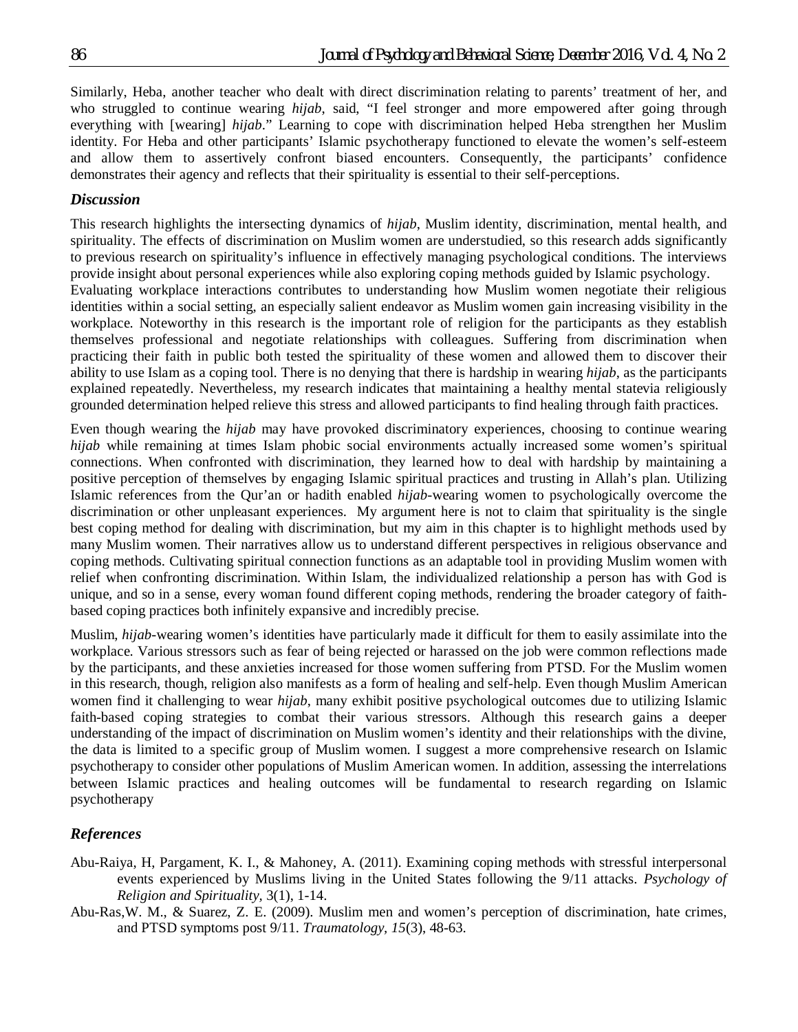Similarly, Heba, another teacher who dealt with direct discrimination relating to parents' treatment of her, and who struggled to continue wearing *hijab*, said, "I feel stronger and more empowered after going through everything with [wearing] *hijab*." Learning to cope with discrimination helped Heba strengthen her Muslim identity. For Heba and other participants' Islamic psychotherapy functioned to elevate the women's self-esteem and allow them to assertively confront biased encounters. Consequently, the participants' confidence demonstrates their agency and reflects that their spirituality is essential to their self-perceptions.

## *Discussion*

This research highlights the intersecting dynamics of *hijab*, Muslim identity, discrimination, mental health, and spirituality. The effects of discrimination on Muslim women are understudied, so this research adds significantly to previous research on spirituality's influence in effectively managing psychological conditions. The interviews provide insight about personal experiences while also exploring coping methods guided by Islamic psychology.

Evaluating workplace interactions contributes to understanding how Muslim women negotiate their religious identities within a social setting, an especially salient endeavor as Muslim women gain increasing visibility in the workplace. Noteworthy in this research is the important role of religion for the participants as they establish themselves professional and negotiate relationships with colleagues. Suffering from discrimination when practicing their faith in public both tested the spirituality of these women and allowed them to discover their ability to use Islam as a coping tool. There is no denying that there is hardship in wearing *hijab*, as the participants explained repeatedly. Nevertheless, my research indicates that maintaining a healthy mental statevia religiously grounded determination helped relieve this stress and allowed participants to find healing through faith practices.

Even though wearing the *hijab* may have provoked discriminatory experiences, choosing to continue wearing *hijab* while remaining at times Islam phobic social environments actually increased some women's spiritual connections. When confronted with discrimination, they learned how to deal with hardship by maintaining a positive perception of themselves by engaging Islamic spiritual practices and trusting in Allah's plan. Utilizing Islamic references from the Qur'an or hadith enabled *hijab*-wearing women to psychologically overcome the discrimination or other unpleasant experiences. My argument here is not to claim that spirituality is the single best coping method for dealing with discrimination, but my aim in this chapter is to highlight methods used by many Muslim women. Their narratives allow us to understand different perspectives in religious observance and coping methods. Cultivating spiritual connection functions as an adaptable tool in providing Muslim women with relief when confronting discrimination. Within Islam, the individualized relationship a person has with God is unique, and so in a sense, every woman found different coping methods, rendering the broader category of faith-based coping practices both infinitely expansive and incredibly precise.

Muslim, *hijab*-wearing women's identities have particularly made it difficult for them to easily assimilate into the workplace. Various stressors such as fear of being rejected or harassed on the job were common reflections made by the participants, and these anxieties increased for those women suffering from PTSD. For the Muslim women in this research, though, religion also manifests as a form of healing and self-help. Even though Muslim American women find it challenging to wear *hijab*, many exhibit positive psychological outcomes due to utilizing Islamic faith-based coping strategies to combat their various stressors. Although this research gains a deeper understanding of the impact of discrimination on Muslim women's identity and their relationships with the divine, the data is limited to a specific group of Muslim women. I suggest a more comprehensive research on Islamic psychotherapy to consider other populations of Muslim American women. In addition, assessing the interrelations between Islamic practices and healing outcomes will be fundamental to research regarding on Islamic psychotherapy

## *References*

Abu-Raiya, H, Pargament, K. I., & Mahoney, A. (2011). Examining coping methods with stressful interpersonal events experienced by Muslims living in the United States following the 9/11 attacks. *Psychology of Religion and Spirituality*, 3(1), 1-14.

Abu-Ras,W. M., & Suarez, Z. E. (2009). Muslim men and women's perception of discrimination, hate crimes, and PTSD symptoms post 9/11. *Traumatology, 15*(3), 48-63.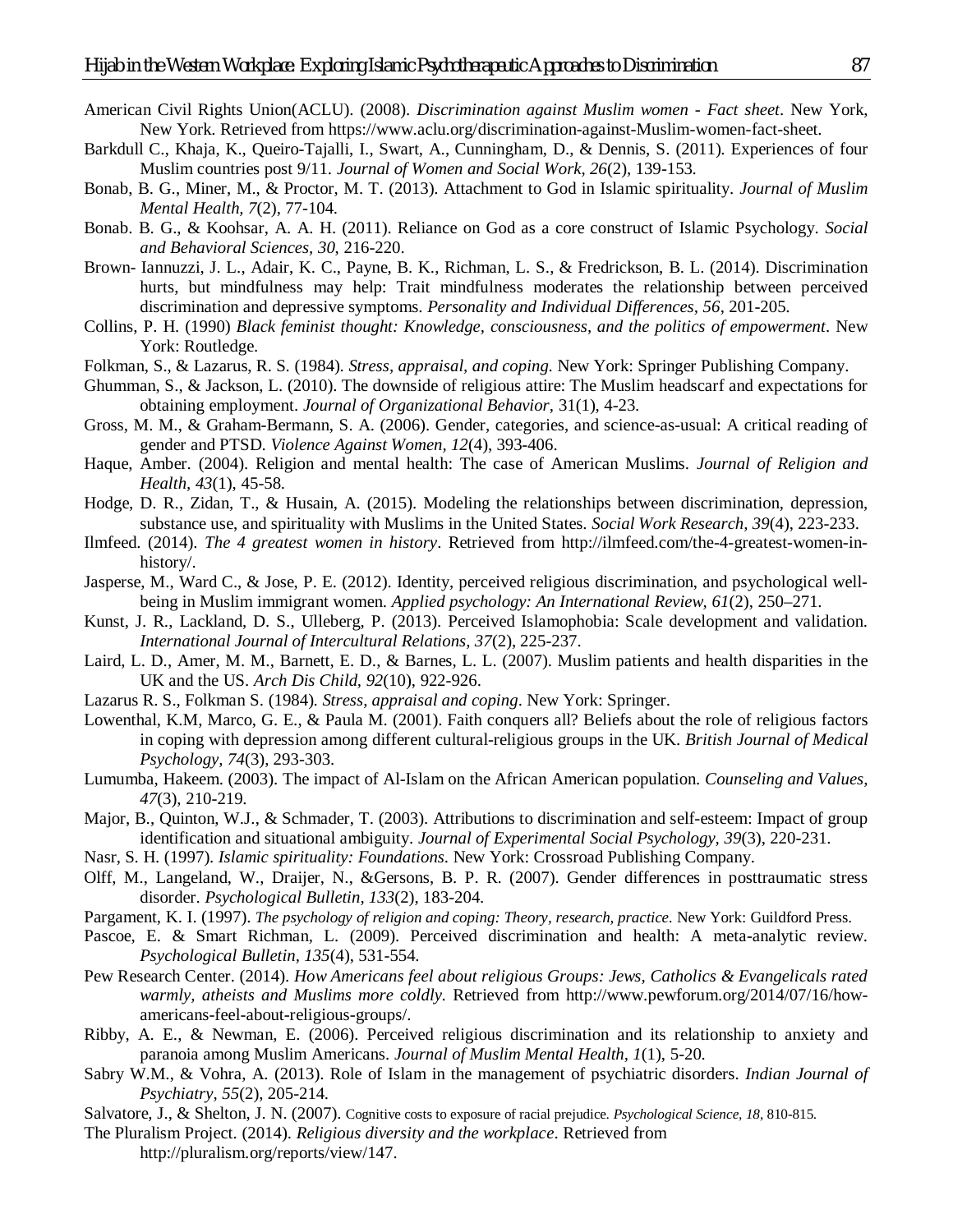American Civil Rights Union(ACLU). (2008). *Discrimination against Muslim women - Fact sheet*. New York, New York. Retrieved from https://www.aclu.org/discrimination-against-Muslim-women-fact-sheet.

Barkdull C., Khaja, K., Queiro-Tajalli, I., Swart, A., Cunningham, D., & Dennis, S. (2011). Experiences of four Muslim countries post 9/11. *Journal of Women and Social Work, 26*(2), 139-153.

Bonab, B. G., Miner, M., & Proctor, M. T. (2013). Attachment to God in Islamic spirituality. *Journal of Muslim Mental Health, 7*(2), 77-104.

Bonab. B. G., & Koohsar, A. A. H. (2011). Reliance on God as a core construct of Islamic Psychology. *Social and Behavioral Sciences, 30*, 216-220.

Brown- Iannuzzi, J. L., Adair, K. C., Payne, B. K., Richman, L. S., & Fredrickson, B. L. (2014). Discrimination hurts, but mindfulness may help: Trait mindfulness moderates the relationship between perceived discrimination and depressive symptoms. *Personality and Individual Differences, 56*, 201-205.

Collins, P. H. (1990) *Black feminist thought: Knowledge, consciousness, and the politics of empowerment*. New York: Routledge.

Folkman, S., & Lazarus, R. S. (1984). *Stress, appraisal, and coping*. New York: Springer Publishing Company.

Ghumman, S., & Jackson, L. (2010). The downside of religious attire: The Muslim headscarf and expectations for obtaining employment. *Journal of Organizational Behavior*, 31(1), 4-23.

Gross, M. M., & Graham-Bermann, S. A. (2006). Gender, categories, and science-as-usual: A critical reading of gender and PTSD. *Violence Against Women, 12*(4), 393-406.

Haque, Amber. (2004). Religion and mental health: The case of American Muslims. *Journal of Religion and Health, 43*(1), 45-58.

Hodge, D. R., Zidan, T., & Husain, A. (2015). Modeling the relationships between discrimination, depression, substance use, and spirituality with Muslims in the United States. *Social Work Research, 39*(4), 223-233.

Ilmfeed. (2014). *The 4 greatest women in history*. Retrieved from http://ilmfeed.com/the-4-greatest-women-in-history/.

Jasperse, M., Ward C., & Jose, P. E. (2012). Identity, perceived religious discrimination, and psychological well-being in Muslim immigrant women. *Applied psychology: An International Review, 61*(2), 250–271.

Kunst, J. R., Lackland, D. S., Ulleberg, P. (2013). Perceived Islamophobia: Scale development and validation. *International Journal of Intercultural Relations, 37*(2), 225-237.

Laird, L. D., Amer, M. M., Barnett, E. D., & Barnes, L. L. (2007). Muslim patients and health disparities in the UK and the US. *Arch Dis Child, 92*(10), 922-926.

Lazarus R. S., Folkman S. (1984). *Stress, appraisal and coping*. New York: Springer.

Lowenthal, K.M, Marco, G. E., & Paula M. (2001). Faith conquers all? Beliefs about the role of religious factors in coping with depression among different cultural-religious groups in the UK. *British Journal of Medical Psychology, 74*(3), 293-303.

Lumumba, Hakeem. (2003). The impact of Al-Islam on the African American population. *Counseling and Values, 47*(3), 210-219.

Major, B., Quinton, W.J., & Schmader, T. (2003). Attributions to discrimination and self-esteem: Impact of group identification and situational ambiguity. *Journal of Experimental Social Psychology, 39*(3), 220-231.

Nasr, S. H. (1997). *Islamic spirituality: Foundations*. New York: Crossroad Publishing Company.

Olff, M., Langeland, W., Draijer, N., &Gersons, B. P. R. (2007). Gender differences in posttraumatic stress disorder. *Psychological Bulletin, 133*(2), 183-204.

Pargament, K. I. (1997). *The psychology of religion and coping: Theory, research, practice*. New York: Guildford Press.

Pascoe, E. & Smart Richman, L. (2009). Perceived discrimination and health: A meta-analytic review. *Psychological Bulletin, 135*(4), 531-554.

Pew Research Center. (2014). *How Americans feel about religious Groups: Jews, Catholics & Evangelicals rated warmly, atheists and Muslims more coldly*. Retrieved from http://www.pewforum.org/2014/07/16/how-americans-feel-about-religious-groups/.

Ribby, A. E., & Newman, E. (2006). Perceived religious discrimination and its relationship to anxiety and paranoia among Muslim Americans. *Journal of Muslim Mental Health, 1*(1), 5-20.

Sabry W.M., & Vohra, A. (2013). Role of Islam in the management of psychiatric disorders. *Indian Journal of Psychiatry, 55*(2), 205-214.

Salvatore, J., & Shelton, J. N. (2007). Cognitive costs to exposure of racial prejudice. *Psychological Science, 18*, 810-815.

The Pluralism Project. (2014). *Religious diversity and the workplace*. Retrieved from http://pluralism.org/reports/view/147.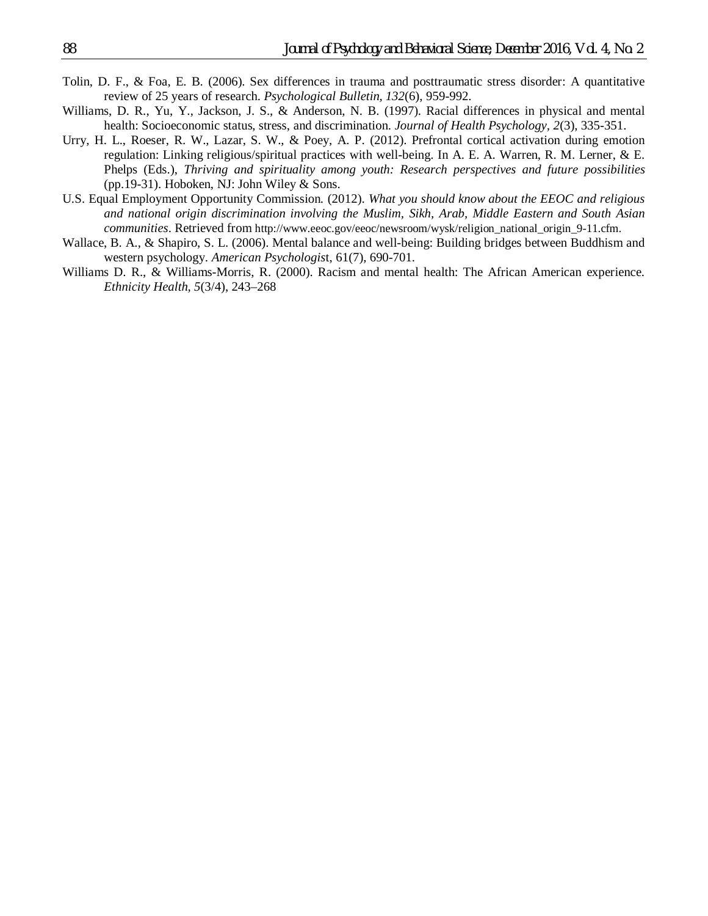Tolin, D. F., & Foa, E. B. (2006). Sex differences in trauma and posttraumatic stress disorder: A quantitative review of 25 years of research. *Psychological Bulletin, 132*(6), 959-992.

Williams, D. R., Yu, Y., Jackson, J. S., & Anderson, N. B. (1997). Racial differences in physical and mental health: Socioeconomic status, stress, and discrimination. *Journal of Health Psychology, 2*(3), 335-351.

Urry, H. L., Roeser, R. W., Lazar, S. W., & Poey, A. P. (2012). Prefrontal cortical activation during emotion regulation: Linking religious/spiritual practices with well-being. In A. E. A. Warren, R. M. Lerner, & E. Phelps (Eds.), *Thriving and spirituality among youth: Research perspectives and future possibilities* (pp.19-31). Hoboken, NJ: John Wiley & Sons.

U.S. Equal Employment Opportunity Commission. (2012). *What you should know about the EEOC and religious and national origin discrimination involving the Muslim, Sikh, Arab, Middle Eastern and South Asian communities*. Retrieved from http://www.eeoc.gov/eeoc/newsroom/wysk/religion_national_origin_9-11.cfm.

Wallace, B. A., & Shapiro, S. L. (2006). Mental balance and well-being: Building bridges between Buddhism and western psychology. *American Psychologist*, 61(7), 690-701.

Williams D. R., & Williams-Morris, R. (2000). Racism and mental health: The African American experience. *Ethnicity Health, 5*(3/4), 243–268